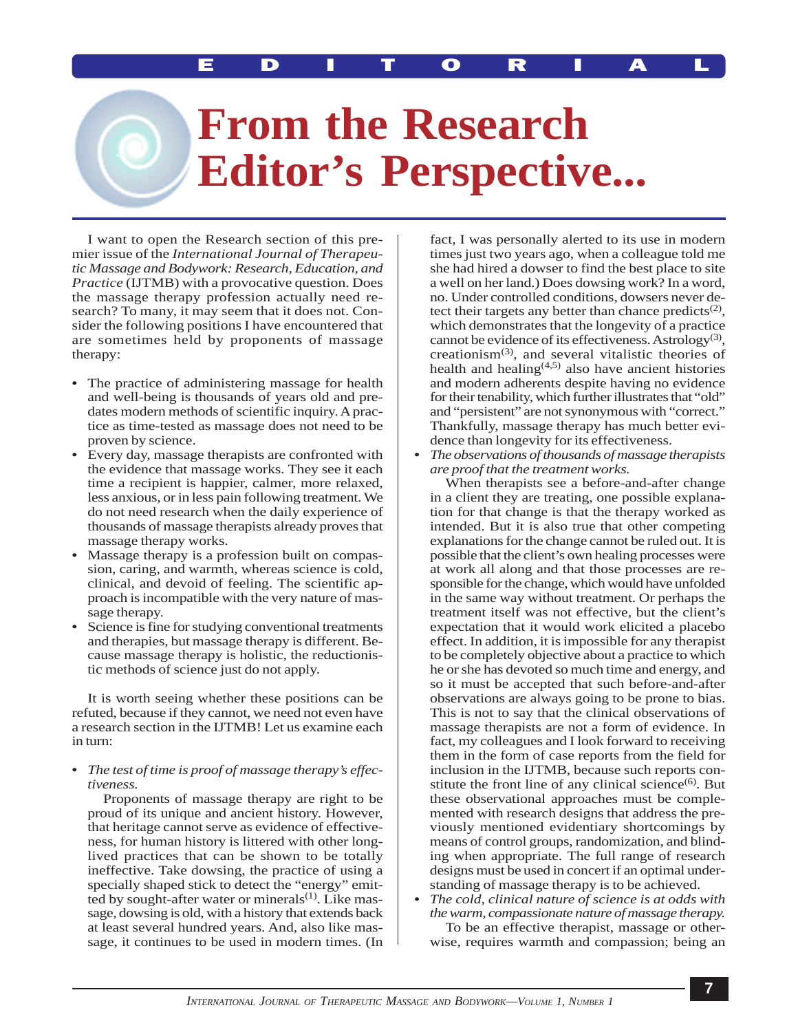# From the Research Editor's Perspective...

I want to open the Research section of this premier issue of the *International Journal of Therapeutic Massage and Bodywork: Research, Education, and Practice* (IJTMB) with a provocative question. Does the massage therapy profession actually need research? To many, it may seem that it does not. Consider the following positions I have encountered that are sometimes held by proponents of massage therapy:

- The practice of administering massage for health and well-being is thousands of years old and predates modern methods of scientific inquiry. A practice as time-tested as massage does not need to be proven by science.
- Every day, massage therapists are confronted with the evidence that massage works. They see it each time a recipient is happier, calmer, more relaxed, less anxious, or in less pain following treatment. We do not need research when the daily experience of thousands of massage therapists already proves that massage therapy works.
- Massage therapy is a profession built on compassion, caring, and warmth, whereas science is cold, clinical, and devoid of feeling. The scientific approach is incompatible with the very nature of massage therapy.
- Science is fine for studying conventional treatments and therapies, but massage therapy is different. Because massage therapy is holistic, the reductionistic methods of science just do not apply.

It is worth seeing whether these positions can be refuted, because if they cannot, we need not even have a research section in the IJTMB! Let us examine each in turn:

- *The test of time is proof of massage therapy's effectiveness.*

  Proponents of massage therapy are right to be proud of its unique and ancient history. However, that heritage cannot serve as evidence of effectiveness, for human history is littered with other long-lived practices that can be shown to be totally ineffective. Take dowsing, the practice of using a specially shaped stick to detect the "energy" emitted by sought-after water or minerals[1]. Like massage, dowsing is old, with a history that extends back at least several hundred years. And, also like massage, it continues to be used in modern times. (In fact, I was personally alerted to its use in modern times just two years ago, when a colleague told me she had hired a dowser to find the best place to site a well on her land.) Does dowsing work? In a word, no. Under controlled conditions, dowsers never detect their targets any better than chance predicts[2], which demonstrates that the longevity of a practice cannot be evidence of its effectiveness. Astrology[3], creationism[3], and several vitalistic theories of health and healing[4,5] also have ancient histories and modern adherents despite having no evidence for their tenability, which further illustrates that "old" and "persistent" are not synonymous with "correct." Thankfully, massage therapy has much better evidence than longevity for its effectiveness.

- *The observations of thousands of massage therapists are proof that the treatment works.*

  When therapists see a before-and-after change in a client they are treating, one possible explanation for that change is that the therapy worked as intended. But it is also true that other competing explanations for the change cannot be ruled out. It is possible that the client's own healing processes were at work all along and that those processes are responsible for the change, which would have unfolded in the same way without treatment. Or perhaps the treatment itself was not effective, but the client's expectation that it would work elicited a placebo effect. In addition, it is impossible for any therapist to be completely objective about a practice to which he or she has devoted so much time and energy, and so it must be accepted that such before-and-after observations are always going to be prone to bias. This is not to say that the clinical observations of massage therapists are not a form of evidence. In fact, my colleagues and I look forward to receiving them in the form of case reports from the field for inclusion in the IJTMB, because such reports constitute the front line of any clinical science[6]. But these observational approaches must be complemented with research designs that address the previously mentioned evidentiary shortcomings by means of control groups, randomization, and blinding when appropriate. The full range of research designs must be used in concert if an optimal understanding of massage therapy is to be achieved.

- *The cold, clinical nature of science is at odds with the warm, compassionate nature of massage therapy.*

  To be an effective therapist, massage or otherwise, requires warmth and compassion; being an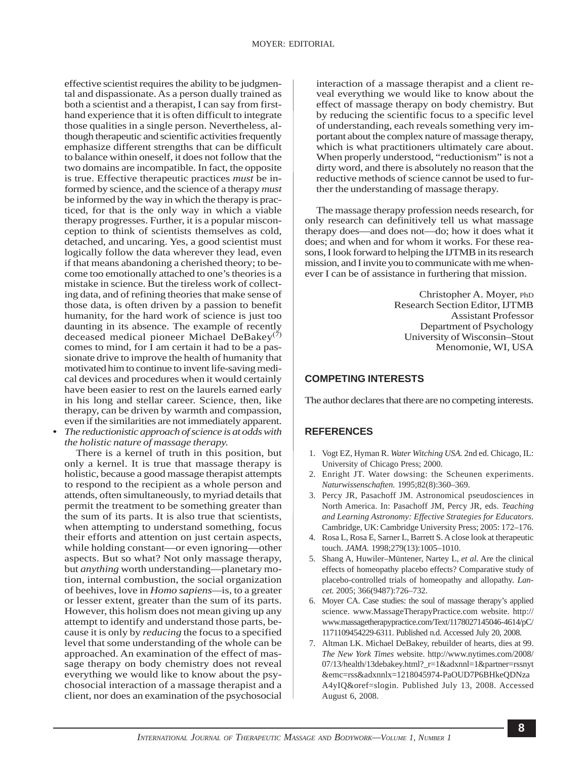effective scientist requires the ability to be judgmental and dispassionate. As a person dually trained as both a scientist and a therapist, I can say from first-hand experience that it is often difficult to integrate those qualities in a single person. Nevertheless, although therapeutic and scientific activities frequently emphasize different strengths that can be difficult to balance within oneself, it does not follow that the two domains are incompatible. In fact, the opposite is true. Effective therapeutic practices *must* be informed by science, and the science of a therapy *must* be informed by the way in which the therapy is practiced, for that is the only way in which a viable therapy progresses. Further, it is a popular misconception to think of scientists themselves as cold, detached, and uncaring. Yes, a good scientist must logically follow the data wherever they lead, even if that means abandoning a cherished theory; to become too emotionally attached to one's theories is a mistake in science. But the tireless work of collecting data, and of refining theories that make sense of those data, is often driven by a passion to benefit humanity, for the hard work of science is just too daunting in its absence. The example of recently deceased medical pioneer Michael DeBakey[7] comes to mind, for I am certain it had to be a passionate drive to improve the health of humanity that motivated him to continue to invent life-saving medical devices and procedures when it would certainly have been easier to rest on the laurels earned early in his long and stellar career. Science, then, like therapy, can be driven by warmth and compassion, even if the similarities are not immediately apparent.

- *The reductionistic approach of science is at odds with the holistic nature of massage therapy.*

  There is a kernel of truth in this position, but only a kernel. It is true that massage therapy is holistic, because a good massage therapist attempts to respond to the recipient as a whole person and attends, often simultaneously, to myriad details that permit the treatment to be something greater than the sum of its parts. It is also true that scientists, when attempting to understand something, focus their efforts and attention on just certain aspects, while holding constant—or even ignoring—other aspects. But so what? Not only massage therapy, but *anything* worth understanding—planetary motion, internal combustion, the social organization of beehives, love in *Homo sapiens*—is, to a greater or lesser extent, greater than the sum of its parts. However, this holism does not mean giving up any attempt to identify and understand those parts, because it is only by *reducing* the focus to a specified level that some understanding of the whole can be approached. An examination of the effect of massage therapy on body chemistry does not reveal everything we would like to know about the psychosocial interaction of a massage therapist and a client, nor does an examination of the psychosocial interaction of a massage therapist and a client reveal everything we would like to know about the effect of massage therapy on body chemistry. But by reducing the scientific focus to a specific level of understanding, each reveals something very important about the complex nature of massage therapy, which is what practitioners ultimately care about. When properly understood, "reductionism" is not a dirty word, and there is absolutely no reason that the reductive methods of science cannot be used to further the understanding of massage therapy.

The massage therapy profession needs research, for only research can definitively tell us what massage therapy does—and does not—do; how it does what it does; and when and for whom it works. For these reasons, I look forward to helping the IJTMB in its research mission, and I invite you to communicate with me whenever I can be of assistance in furthering that mission.

Christopher A. Moyer, PhD
Research Section Editor, IJTMB
Assistant Professor
Department of Psychology
University of Wisconsin–Stout
Menomonie, WI, USA

## COMPETING INTERESTS

The author declares that there are no competing interests.

## REFERENCES

1. Vogt EZ, Hyman R. *Water Witching USA.* 2nd ed. Chicago, IL: University of Chicago Press; 2000.
2. Enright JT. Water dowsing: the Scheunen experiments. *Naturwissenschaften.* 1995;82(8):360–369.
3. Percy JR, Pasachoff JM. Astronomical pseudosciences in North America. In: Pasachoff JM, Percy JR, eds. *Teaching and Learning Astronomy: Effective Strategies for Educators.* Cambridge, UK: Cambridge University Press; 2005: 172–176.
4. Rosa L, Rosa E, Sarner L, Barrett S. A close look at therapeutic touch. *JAMA.* 1998;279(13):1005–1010.
5. Shang A, Huwiler–Müntener, Nartey L, *et al.* Are the clinical effects of homeopathy placebo effects? Comparative study of placebo-controlled trials of homeopathy and allopathy. *Lancet.* 2005; 366(9487):726–732.
6. Moyer CA. Case studies: the soul of massage therapy's applied science. www.MassageTherapyPractice.com website. http://www.massagetherapypractice.com/Text/1178027145046-4614/pC/1171109454229-6311. Published n.d. Accessed July 20, 2008.
7. Altman LK. Michael DeBakey, rebuilder of hearts, dies at 99. *The New York Times* website. http://www.nytimes.com/2008/07/13/health/13debakey.html?_r=1&adxnnl=1&partner=rssnyt&emc=rss&adxnnlx=1218045974-PaOUD7P6BHkeQDNzaA4yIQ&oref=slogin. Published July 13, 2008. Accessed August 6, 2008.